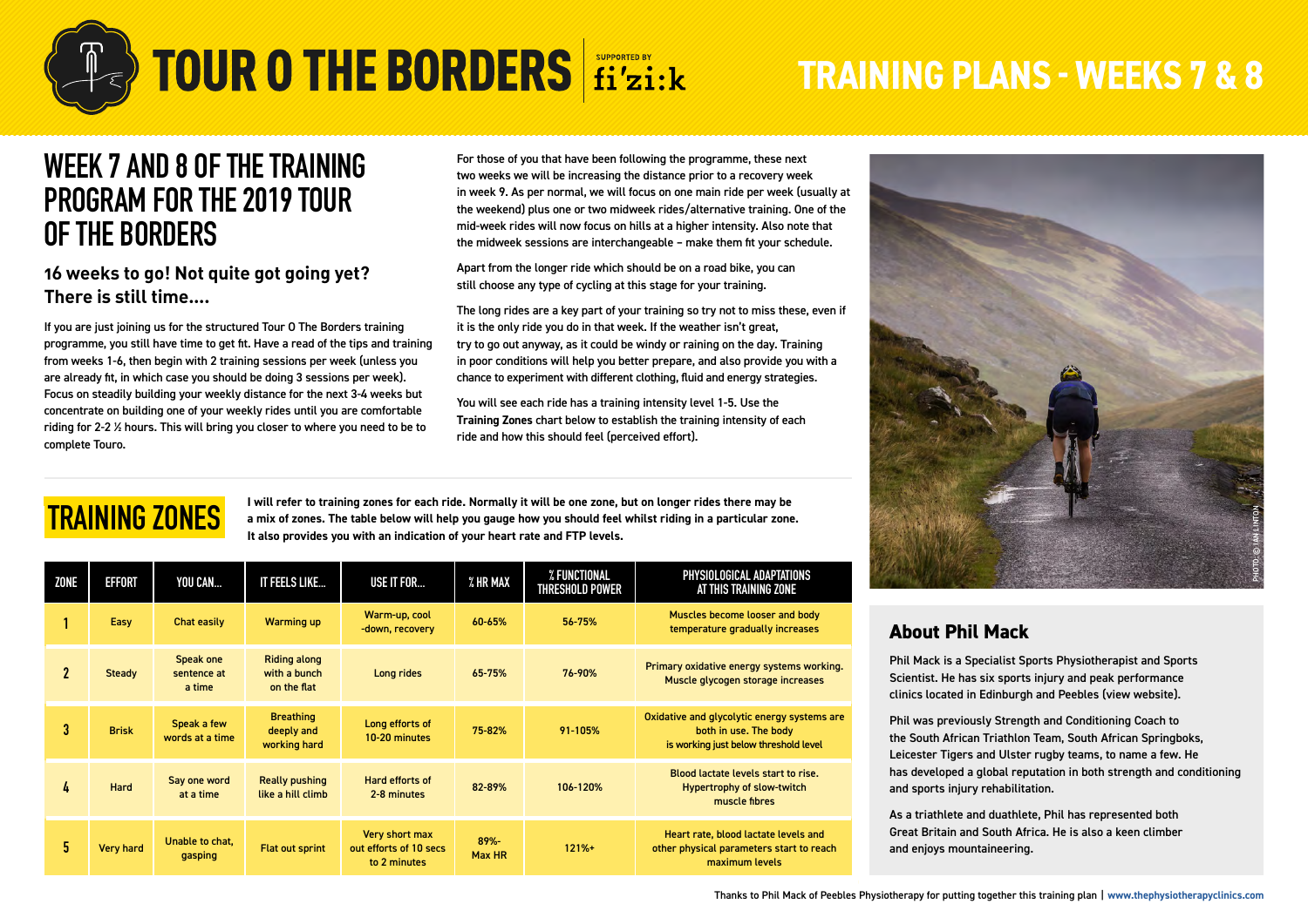# TOUR O THE BORDERS

SUPPORTED BY fi'zi:k

# TRAINING PLANS - WEEKS 7 & 8

## WEEK 7 AND 8 OF THE TRAINING PROGRAM FOR THE 2019 TOUR OF THE BORDERS

### 16 weeks to go! Not quite got going yet? There is still time....

If you are just joining us for the structured Tour O The Borders training programme, you still have time to get fit. Have a read of the tips and training from weeks 1-6, then begin with 2 training sessions per week (unless you are already fit, in which case you should be doing 3 sessions per week). Focus on steadily building your weekly distance for the next 3-4 weeks but concentrate on building one of your weekly rides until you are comfortable riding for 2-2 ½ hours. This will bring you closer to where you need to be to complete Touro.

For those of you that have been following the programme, these next two weeks we will be increasing the distance prior to a recovery week in week 9. As per normal, we will focus on one main ride per week (usually at the weekend) plus one or two midweek rides/alternative training. One of the mid-week rides will now focus on hills at a higher intensity. Also note that the midweek sessions are interchangeable – make them fit your schedule.

Apart from the longer ride which should be on a road bike, you can still choose any type of cycling at this stage for your training.

The long rides are a key part of your training so try not to miss these, even if it is the only ride you do in that week. If the weather isn't great, try to go out anyway, as it could be windy or raining on the day. Training in poor conditions will help you better prepare, and also provide you with a chance to experiment with different clothing, fluid and energy strategies.

You will see each ride has a training intensity level 1-5. Use the **Training Zones** chart below to establish the training intensity of each ride and how this should feel (perceived effort).

PHOTO: © IAN LINTON

## TRAINING ZONES

**I will refer to training zones for each ride. Normally it will be one zone, but on longer rides there may be a mix of zones. The table below will help you gauge how you should feel whilst riding in a particular zone. It also provides you with an indication of your heart rate and FTP levels.**

| ZONE | EFFORT | YOU CAN... | IT FEELS LIKE... | USE IT FOR... | % HR MAX | % FUNCTIONAL THRESHOLD POWER | PHYSIOLOGICAL ADAPTATIONS AT THIS TRAINING ZONE |
|---|---|---|---|---|---|---|---|
| 1 | Easy | Chat easily | Warming up | Warm-up, cool -down, recovery | 60-65% | 56-75% | Muscles become looser and body temperature gradually increases |
| 2 | Steady | Speak one sentence at a time | Riding along with a bunch on the flat | Long rides | 65-75% | 76-90% | Primary oxidative energy systems working. Muscle glycogen storage increases |
| 3 | Brisk | Speak a few words at a time | Breathing deeply and working hard | Long efforts of 10-20 minutes | 75-82% | 91-105% | Oxidative and glycolytic energy systems are both in use. The body is working just below threshold level |
| 4 | Hard | Say one word at a time | Really pushing like a hill climb | Hard efforts of 2-8 minutes | 82-89% | 106-120% | Blood lactate levels start to rise. Hypertrophy of slow-twitch muscle fibres |
| 5 | Very hard | Unable to chat, gasping | Flat out sprint | Very short max out efforts of 10 secs to 2 minutes | 89%-Max HR | 121%+ | Heart rate, blood lactate levels and other physical parameters start to reach maximum levels |

## About Phil Mack

Phil Mack is a Specialist Sports Physiotherapist and Sports Scientist. He has six sports injury and peak performance clinics located in Edinburgh and Peebles (view website).

Phil was previously Strength and Conditioning Coach to the South African Triathlon Team, South African Springboks, Leicester Tigers and Ulster rugby teams, to name a few. He has developed a global reputation in both strength and conditioning and sports injury rehabilitation.

As a triathlete and duathlete, Phil has represented both Great Britain and South Africa. He is also a keen climber and enjoys mountaineering.

Thanks to Phil Mack of Peebles Physiotherapy for putting together this training plan | www.thephysiotherapyclinics.com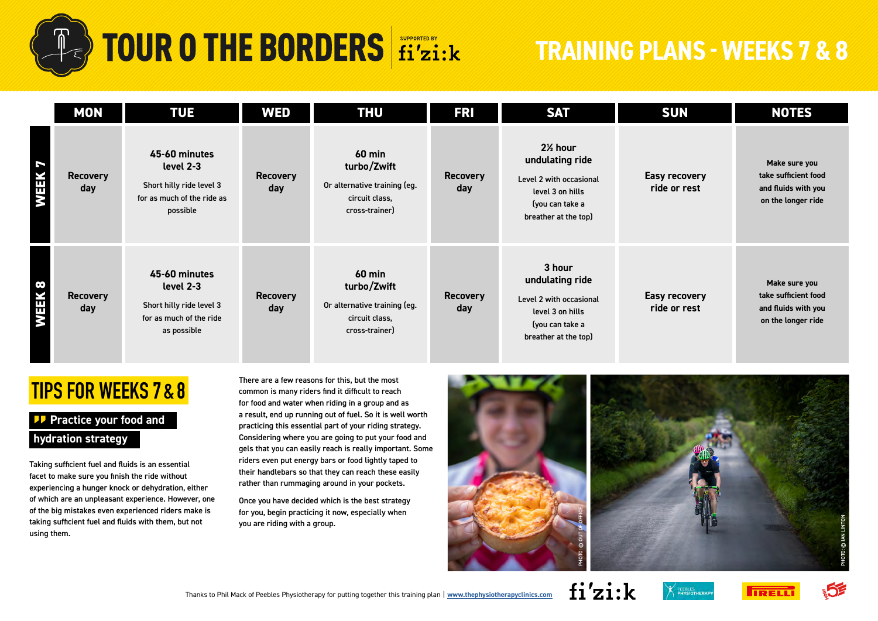# TOUR O THE BORDERS

SUPPORTED BY fi'zi:k

## TRAINING PLANS - WEEKS 7 & 8

| | MON | TUE | WED | THU | FRI | SAT | SUN | NOTES |
|---|---|---|---|---|---|---|---|---|
| **WEEK 7** | **Recovery day** | **45-60 minutes level 2-3** Short hilly ride level 3 for as much of the ride as possible | **Recovery day** | **60 min turbo/Zwift** Or alternative training (eg. circuit class, cross-trainer) | **Recovery day** | **2½ hour undulating ride** Level 2 with occasional level 3 on hills (you can take a breather at the top) | **Easy recovery ride or rest** | Make sure you take sufficient food and fluids with you on the longer ride |
| **WEEK 8** | **Recovery day** | **45-60 minutes level 2-3** Short hilly ride level 3 for as much of the ride as possible | **Recovery day** | **60 min turbo/Zwift** Or alternative training (eg. circuit class, cross-trainer) | **Recovery day** | **3 hour undulating ride** Level 2 with occasional level 3 on hills (you can take a breather at the top) | **Easy recovery ride or rest** | Make sure you take sufficient food and fluids with you on the longer ride |

## TIPS FOR WEEKS 7 & 8

### Practice your food and hydration strategy

Taking sufficient fuel and fluids is an essential facet to make sure you finish the ride without experiencing a hunger knock or dehydration, either of which are an unpleasant experience. However, one of the big mistakes even experienced riders make is taking sufficient fuel and fluids with them, but not using them.

There are a few reasons for this, but the most common is many riders find it difficult to reach for food and water when riding in a group and as a result, end up running out of fuel. So it is well worth practicing this essential part of your riding strategy. Considering where you are going to put your food and gels that you can easily reach is really important. Some riders even put energy bars or food lightly taped to their handlebars so that they can reach these easily rather than rummaging around in your pockets.

Once you have decided which is the best strategy for you, begin practicing it now, especially when you are riding with a group.

PHOTO: © OUT OF OFFICE

PHOTO: © IAN LINTON

Thanks to Phil Mack of Peebles Physiotherapy for putting together this training plan | www.thephysiotherapyclinics.com